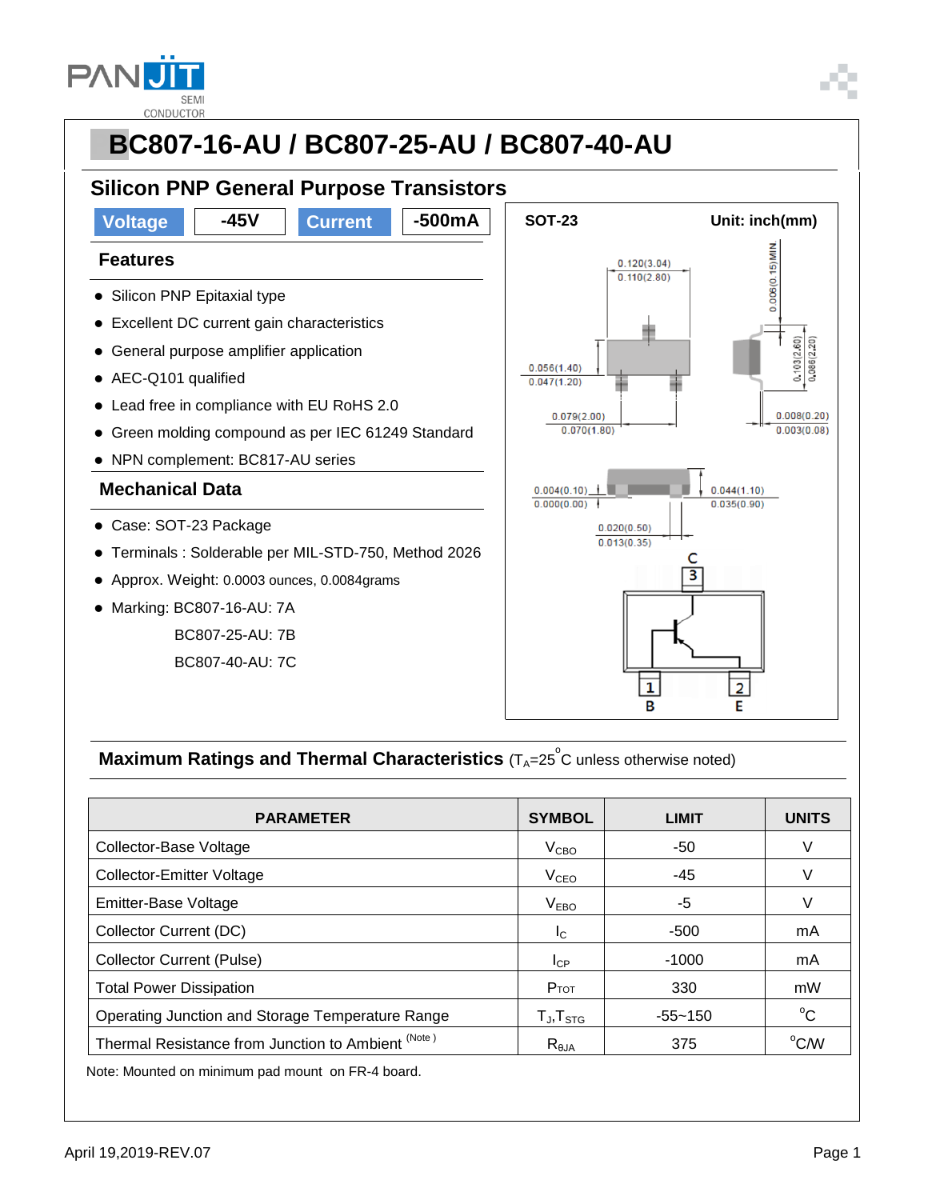# BC807-16-AU / BC807-25-AU / BC807-40-AU

## Silicon PNP General Purpose Transistors

| Voltage | -45V | Current | -500mA |
|---|---|---|---|

### Features

- Silicon PNP Epitaxial type
- Excellent DC current gain characteristics
- General purpose amplifier application
- AEC-Q101 qualified
- Lead free in compliance with EU RoHS 2.0
- Green molding compound as per IEC 61249 Standard
- NPN complement: BC817-AU series

### Mechanical Data

- Case: SOT-23 Package
- Terminals : Solderable per MIL-STD-750, Method 2026
- Approx. Weight: 0.0003 ounces, 0.0084grams
- Marking: BC807-16-AU: 7A
  BC807-25-AU: 7B
  BC807-40-AU: 7C

SOT-23 Unit: inch(mm)

0.120(3.04) 0.110(2.80)
0.006(0.15)MIN
0.056(1.40) 0.047(1.20)
0.103(2.60) 0.086(2.20)
0.079(2.00) 0.070(1.80)
0.008(0.20) 0.003(0.08)
0.004(0.10) 0.000(0.00)
0.044(1.10) 0.035(0.90)
0.020(0.50) 0.013(0.35)

C 3, 1 B, 2 E

## Maximum Ratings and Thermal Characteristics ($T_A$=25 °C unless otherwise noted)

| PARAMETER | SYMBOL | LIMIT | UNITS |
|---|---|---|---|
| Collector-Base Voltage | $V_{CBO}$ | -50 | V |
| Collector-Emitter Voltage | $V_{CEO}$ | -45 | V |
| Emitter-Base Voltage | $V_{EBO}$ | -5 | V |
| Collector Current (DC) | $I_C$ | -500 | mA |
| Collector Current (Pulse) | $I_{CP}$ | -1000 | mA |
| Total Power Dissipation | $P_{TOT}$ | 330 | mW |
| Operating Junction and Storage Temperature Range | $T_J$,$T_{STG}$ | -55~150 | °C |
| Thermal Resistance from Junction to Ambient (Note) | $R_{\theta JA}$ | 375 | °C/W |

Note: Mounted on minimum pad mount on FR-4 board.

April 19,2019-REV.07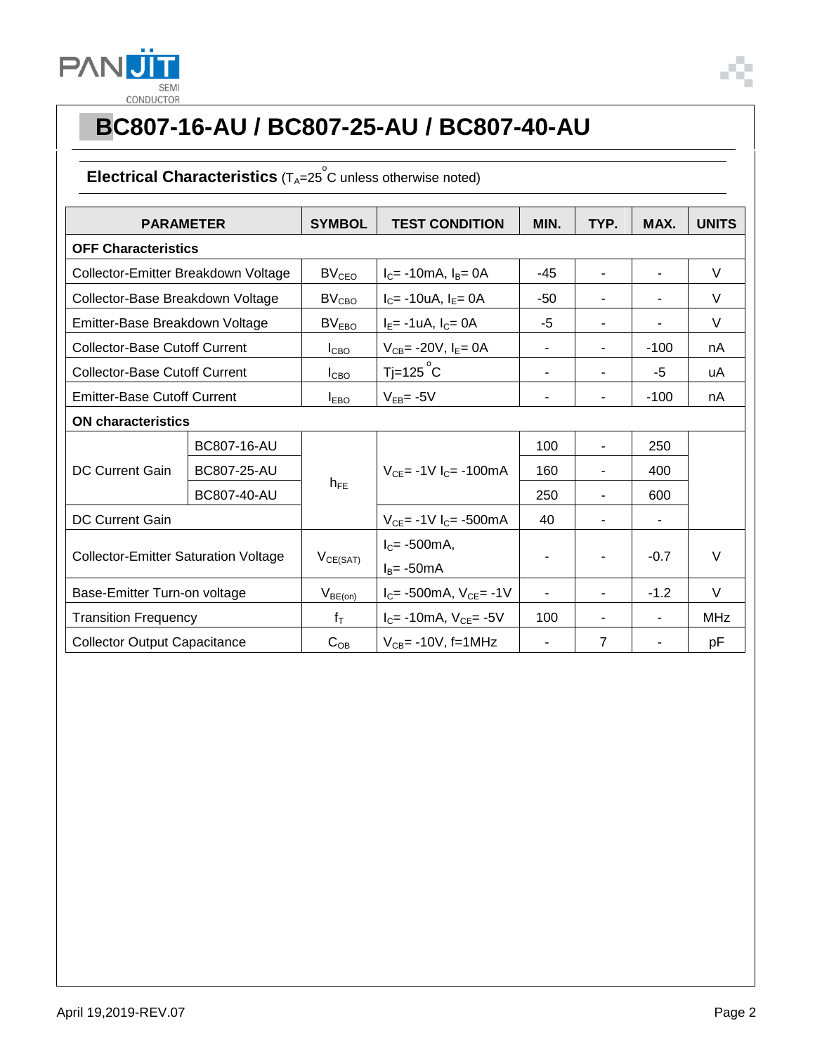# BC807-16-AU / BC807-25-AU / BC807-40-AU

## Electrical Characteristics ($T_A$=25 °C unless otherwise noted)

| PARAMETER | | SYMBOL | TEST CONDITION | MIN. | TYP. | MAX. | UNITS |
|---|---|---|---|---|---|---|---|
| **OFF Characteristics** | | | | | | | |
| Collector-Emitter Breakdown Voltage | | $BV_{CEO}$ | $I_C$= -10mA, $I_B$= 0A | -45 | - | - | V |
| Collector-Base Breakdown Voltage | | $BV_{CBO}$ | $I_C$= -10uA, $I_E$= 0A | -50 | - | - | V |
| Emitter-Base Breakdown Voltage | | $BV_{EBO}$ | $I_E$= -1uA, $I_C$= 0A | -5 | - | - | V |
| Collector-Base Cutoff Current | | $I_{CBO}$ | $V_{CB}$= -20V, $I_E$= 0A | - | - | -100 | nA |
| Collector-Base Cutoff Current | | $I_{CBO}$ | Tj=125 °C | - | - | -5 | uA |
| Emitter-Base Cutoff Current | | $I_{EBO}$ | $V_{EB}$= -5V | - | - | -100 | nA |
| **ON characteristics** | | | | | | | |
| DC Current Gain | BC807-16-AU | $h_{FE}$ | $V_{CE}$= -1V $I_C$= -100mA | 100 | - | 250 | |
| | BC807-25-AU | | | 160 | - | 400 | |
| | BC807-40-AU | | | 250 | - | 600 | |
| DC Current Gain | | | $V_{CE}$= -1V $I_C$= -500mA | 40 | - | - | |
| Collector-Emitter Saturation Voltage | | $V_{CE(SAT)}$ | $I_C$= -500mA, $I_B$= -50mA | - | - | -0.7 | V |
| Base-Emitter Turn-on voltage | | $V_{BE(on)}$ | $I_C$= -500mA, $V_{CE}$= -1V | - | - | -1.2 | V |
| Transition Frequency | | $f_T$ | $I_C$= -10mA, $V_{CE}$= -5V | 100 | - | - | MHz |
| Collector Output Capacitance | | $C_{OB}$ | $V_{CB}$= -10V, f=1MHz | - | 7 | - | pF |

April 19,2019-REV.07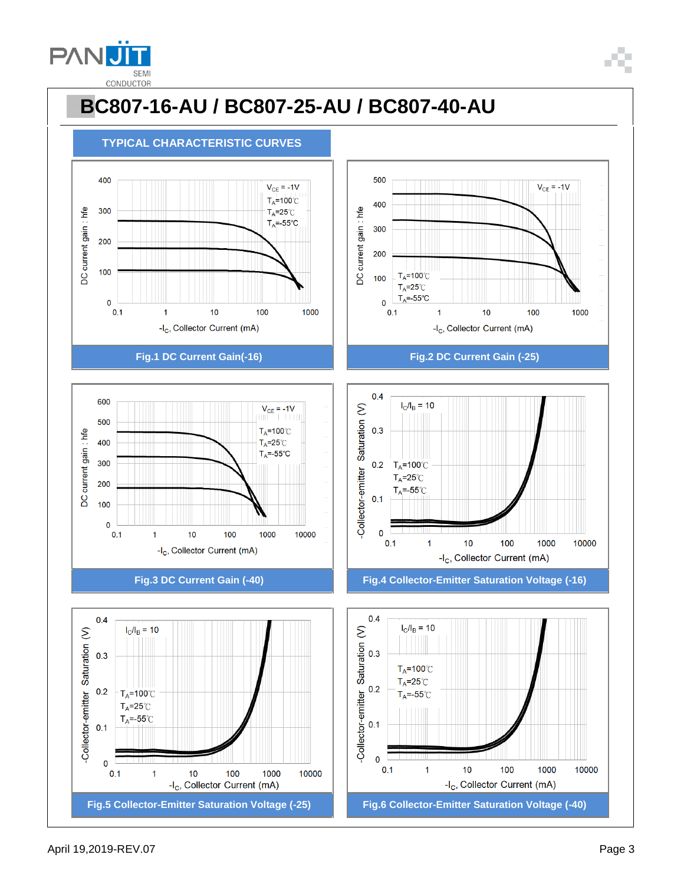# BC807-16-AU / BC807-25-AU / BC807-40-AU

## TYPICAL CHARACTERISTIC CURVES

Fig.1 DC Current Gain(-16)

Fig.2 DC Current Gain (-25)

Fig.3 DC Current Gain (-40)

Fig.4 Collector-Emitter Saturation Voltage (-16)

Fig.5 Collector-Emitter Saturation Voltage (-25)

Fig.6 Collector-Emitter Saturation Voltage (-40)

April 19,2019-REV.07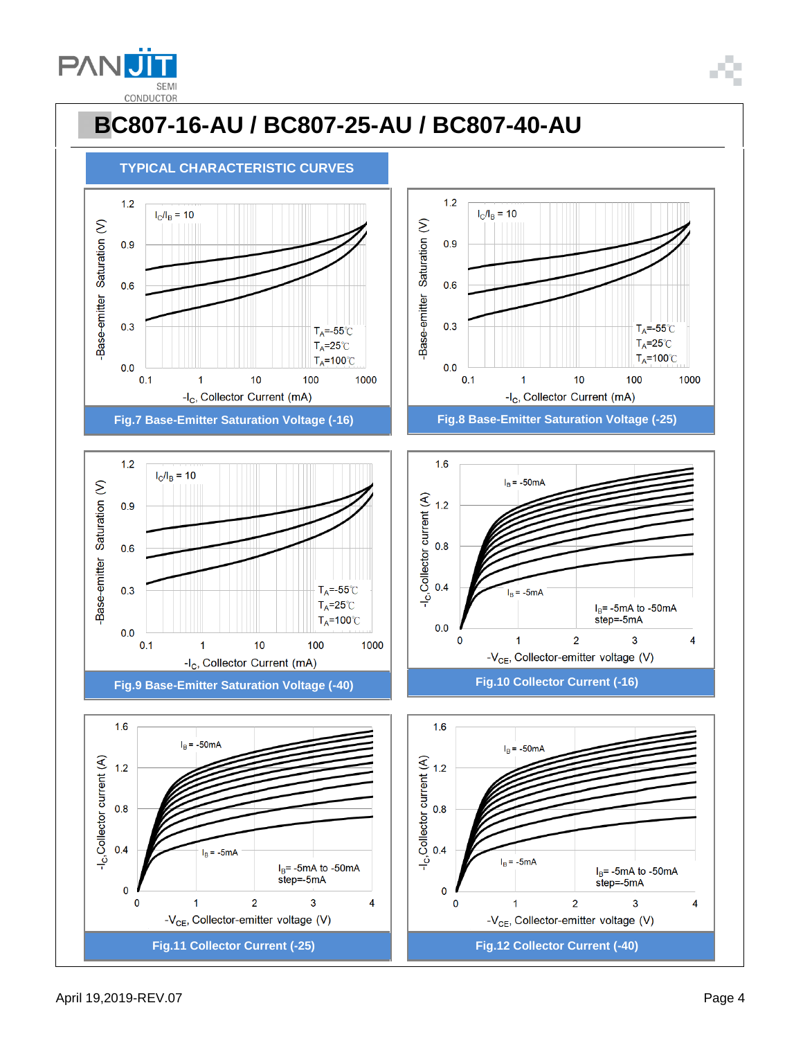# BC807-16-AU / BC807-25-AU / BC807-40-AU

## TYPICAL CHARACTERISTIC CURVES

$I_C/I_B = 10$

$T_A$=-55℃
$T_A$=25℃
$T_A$=100℃

-Base-emitter Saturation (V)

$-I_C$, Collector Current (mA)

**Fig.7 Base-Emitter Saturation Voltage (-16)**

$I_C/I_B = 10$

$T_A$=-55℃
$T_A$=25℃
$T_A$=100℃

-Base-emitter Saturation (V)

$-I_C$, Collector Current (mA)

**Fig.8 Base-Emitter Saturation Voltage (-25)**

$I_C/I_B = 10$

$T_A$=-55℃
$T_A$=25℃
$T_A$=100℃

-Base-emitter Saturation (V)

$-I_C$, Collector Current (mA)

**Fig.9 Base-Emitter Saturation Voltage (-40)**

$I_B$ = -50mA

$I_B$ = -5mA

$I_B$= -5mA to -50mA
step=-5mA

$-I_C$,Collector current (A)

$-V_{CE}$, Collector-emitter voltage (V)

**Fig.10 Collector Current (-16)**

$I_B$ = -50mA

$I_B$ = -5mA

$I_B$= -5mA to -50mA
step=-5mA

$-I_C$,Collector current (A)

$-V_{CE}$, Collector-emitter voltage (V)

**Fig.11 Collector Current (-25)**

$I_B$ = -50mA

$I_B$ = -5mA

$I_B$= -5mA to -50mA
step=-5mA

$-I_C$,Collector current (A)

$-V_{CE}$, Collector-emitter voltage (V)

**Fig.12 Collector Current (-40)**

April 19,2019-REV.07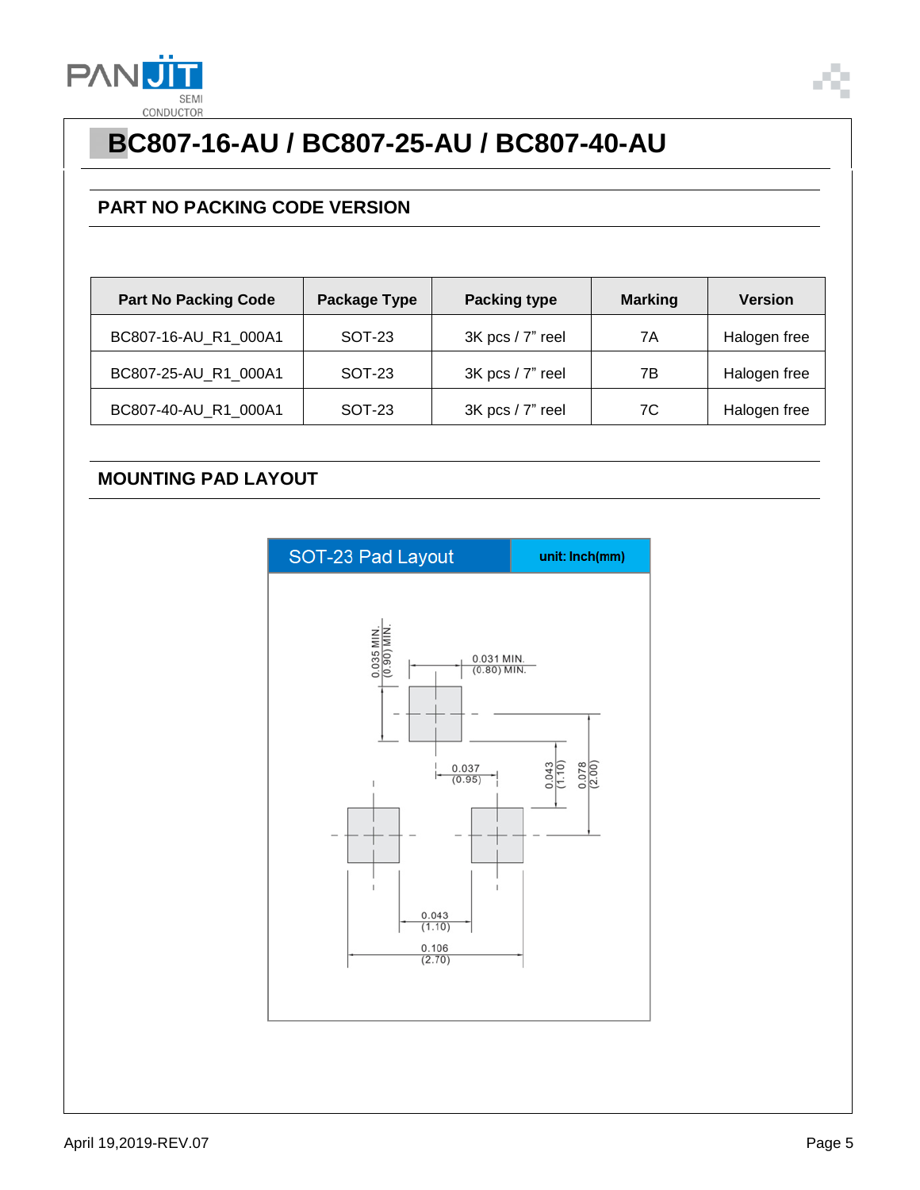# BC807-16-AU / BC807-25-AU / BC807-40-AU

## PART NO PACKING CODE VERSION

| Part No Packing Code | Package Type | Packing type | Marking | Version |
|---|---|---|---|---|
| BC807-16-AU_R1_000A1 | SOT-23 | 3K pcs / 7" reel | 7A | Halogen free |
| BC807-25-AU_R1_000A1 | SOT-23 | 3K pcs / 7" reel | 7B | Halogen free |
| BC807-40-AU_R1_000A1 | SOT-23 | 3K pcs / 7" reel | 7C | Halogen free |

## MOUNTING PAD LAYOUT

SOT-23 Pad Layout — unit: Inch(mm)

- 0.035 MIN. (0.90) MIN.
- 0.031 MIN. (0.80) MIN.
- 0.037 (0.95)
- 0.043 (1.10)
- 0.078 (2.00)
- 0.043 (1.10)
- 0.106 (2.70)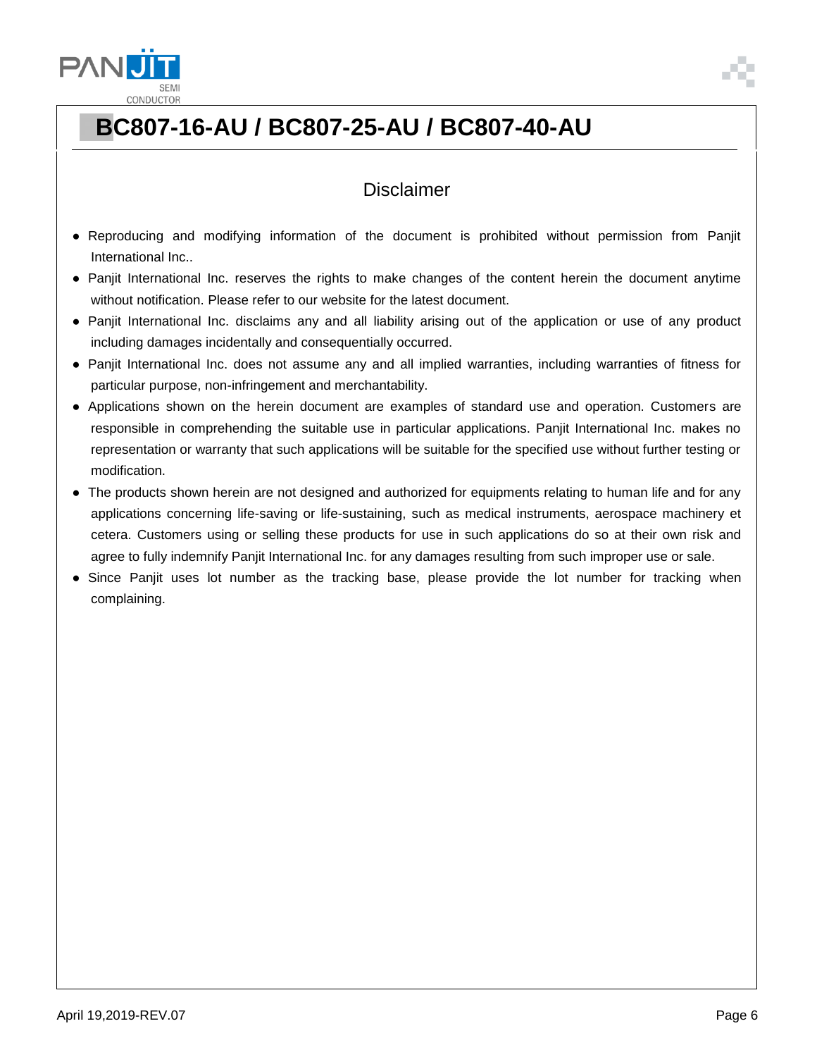## Disclaimer

- Reproducing and modifying information of the document is prohibited without permission from Panjit International Inc..
- Panjit International Inc. reserves the rights to make changes of the content herein the document anytime without notification. Please refer to our website for the latest document.
- Panjit International Inc. disclaims any and all liability arising out of the application or use of any product including damages incidentally and consequentially occurred.
- Panjit International Inc. does not assume any and all implied warranties, including warranties of fitness for particular purpose, non-infringement and merchantability.
- Applications shown on the herein document are examples of standard use and operation. Customers are responsible in comprehending the suitable use in particular applications. Panjit International Inc. makes no representation or warranty that such applications will be suitable for the specified use without further testing or modification.
- The products shown herein are not designed and authorized for equipments relating to human life and for any applications concerning life-saving or life-sustaining, such as medical instruments, aerospace machinery et cetera. Customers using or selling these products for use in such applications do so at their own risk and agree to fully indemnify Panjit International Inc. for any damages resulting from such improper use or sale.
- Since Panjit uses lot number as the tracking base, please provide the lot number for tracking when complaining.